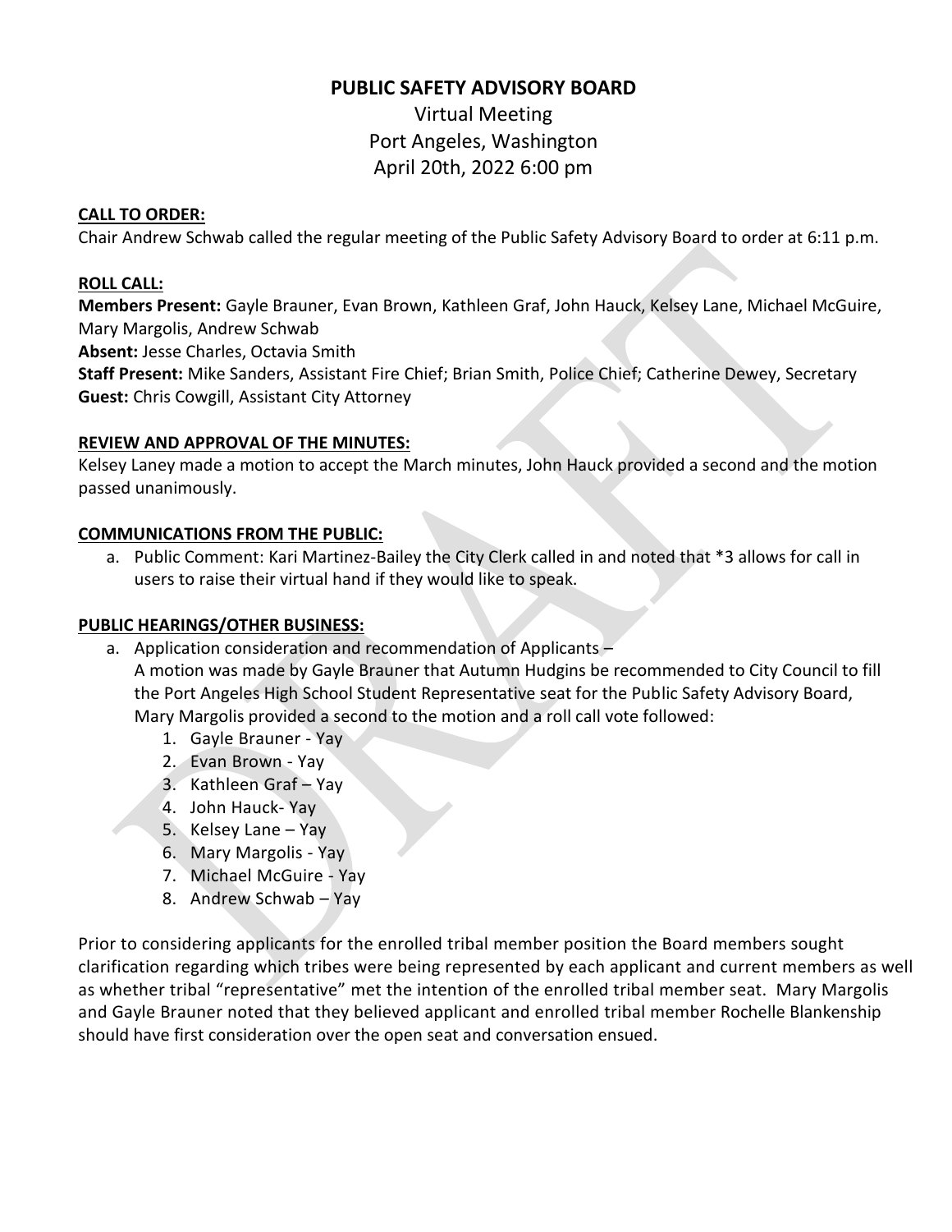# PUBLIC SAFETY ADVISORY BOARD

Virtual Meeting
Port Angeles, Washington
April 20th, 2022 6:00 pm

**CALL TO ORDER:**

Chair Andrew Schwab called the regular meeting of the Public Safety Advisory Board to order at 6:11 p.m.

**ROLL CALL:**

**Members Present:** Gayle Brauner, Evan Brown, Kathleen Graf, John Hauck, Kelsey Lane, Michael McGuire, Mary Margolis, Andrew Schwab

**Absent:** Jesse Charles, Octavia Smith

**Staff Present:** Mike Sanders, Assistant Fire Chief; Brian Smith, Police Chief; Catherine Dewey, Secretary

**Guest:** Chris Cowgill, Assistant City Attorney

**REVIEW AND APPROVAL OF THE MINUTES:**

Kelsey Laney made a motion to accept the March minutes, John Hauck provided a second and the motion passed unanimously.

**COMMUNICATIONS FROM THE PUBLIC:**

a. Public Comment: Kari Martinez-Bailey the City Clerk called in and noted that *3 allows for call in users to raise their virtual hand if they would like to speak.

**PUBLIC HEARINGS/OTHER BUSINESS:**

a. Application consideration and recommendation of Applicants –
A motion was made by Gayle Brauner that Autumn Hudgins be recommended to City Council to fill the Port Angeles High School Student Representative seat for the Public Safety Advisory Board, Mary Margolis provided a second to the motion and a roll call vote followed:
    1. Gayle Brauner - Yay
    2. Evan Brown - Yay
    3. Kathleen Graf – Yay
    4. John Hauck- Yay
    5. Kelsey Lane – Yay
    6. Mary Margolis - Yay
    7. Michael McGuire - Yay
    8. Andrew Schwab – Yay

Prior to considering applicants for the enrolled tribal member position the Board members sought clarification regarding which tribes were being represented by each applicant and current members as well as whether tribal "representative" met the intention of the enrolled tribal member seat. Mary Margolis and Gayle Brauner noted that they believed applicant and enrolled tribal member Rochelle Blankenship should have first consideration over the open seat and conversation ensued.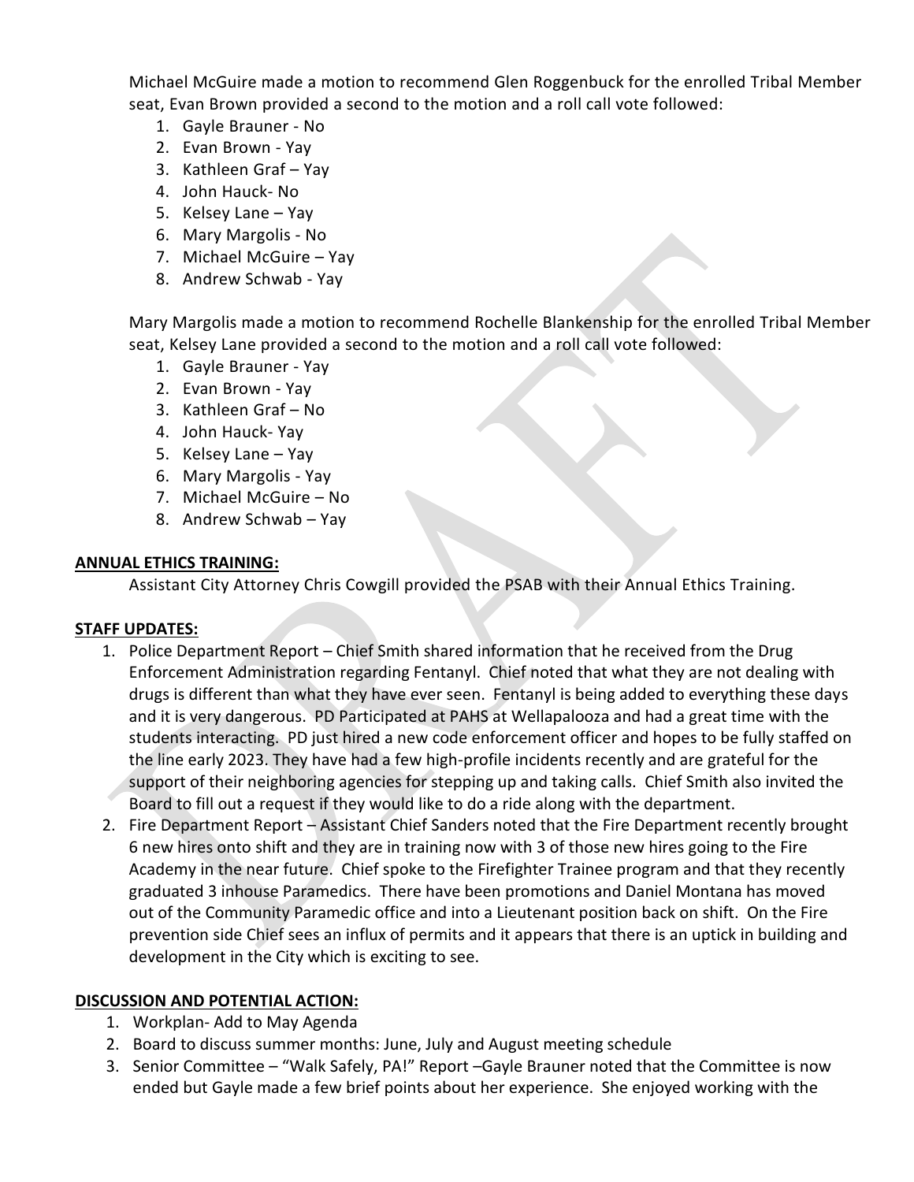Michael McGuire made a motion to recommend Glen Roggenbuck for the enrolled Tribal Member seat, Evan Brown provided a second to the motion and a roll call vote followed:

1. Gayle Brauner - No
2. Evan Brown - Yay
3. Kathleen Graf – Yay
4. John Hauck- No
5. Kelsey Lane – Yay
6. Mary Margolis - No
7. Michael McGuire – Yay
8. Andrew Schwab - Yay

Mary Margolis made a motion to recommend Rochelle Blankenship for the enrolled Tribal Member seat, Kelsey Lane provided a second to the motion and a roll call vote followed:

1. Gayle Brauner - Yay
2. Evan Brown - Yay
3. Kathleen Graf – No
4. John Hauck- Yay
5. Kelsey Lane – Yay
6. Mary Margolis - Yay
7. Michael McGuire – No
8. Andrew Schwab – Yay

**ANNUAL ETHICS TRAINING:**

Assistant City Attorney Chris Cowgill provided the PSAB with their Annual Ethics Training.

**STAFF UPDATES:**

1. Police Department Report – Chief Smith shared information that he received from the Drug Enforcement Administration regarding Fentanyl. Chief noted that what they are not dealing with drugs is different than what they have ever seen. Fentanyl is being added to everything these days and it is very dangerous. PD Participated at PAHS at Wellapalooza and had a great time with the students interacting. PD just hired a new code enforcement officer and hopes to be fully staffed on the line early 2023. They have had a few high-profile incidents recently and are grateful for the support of their neighboring agencies for stepping up and taking calls. Chief Smith also invited the Board to fill out a request if they would like to do a ride along with the department.
2. Fire Department Report – Assistant Chief Sanders noted that the Fire Department recently brought 6 new hires onto shift and they are in training now with 3 of those new hires going to the Fire Academy in the near future. Chief spoke to the Firefighter Trainee program and that they recently graduated 3 inhouse Paramedics. There have been promotions and Daniel Montana has moved out of the Community Paramedic office and into a Lieutenant position back on shift. On the Fire prevention side Chief sees an influx of permits and it appears that there is an uptick in building and development in the City which is exciting to see.

**DISCUSSION AND POTENTIAL ACTION:**

1. Workplan- Add to May Agenda
2. Board to discuss summer months: June, July and August meeting schedule
3. Senior Committee – "Walk Safely, PA!" Report –Gayle Brauner noted that the Committee is now ended but Gayle made a few brief points about her experience. She enjoyed working with the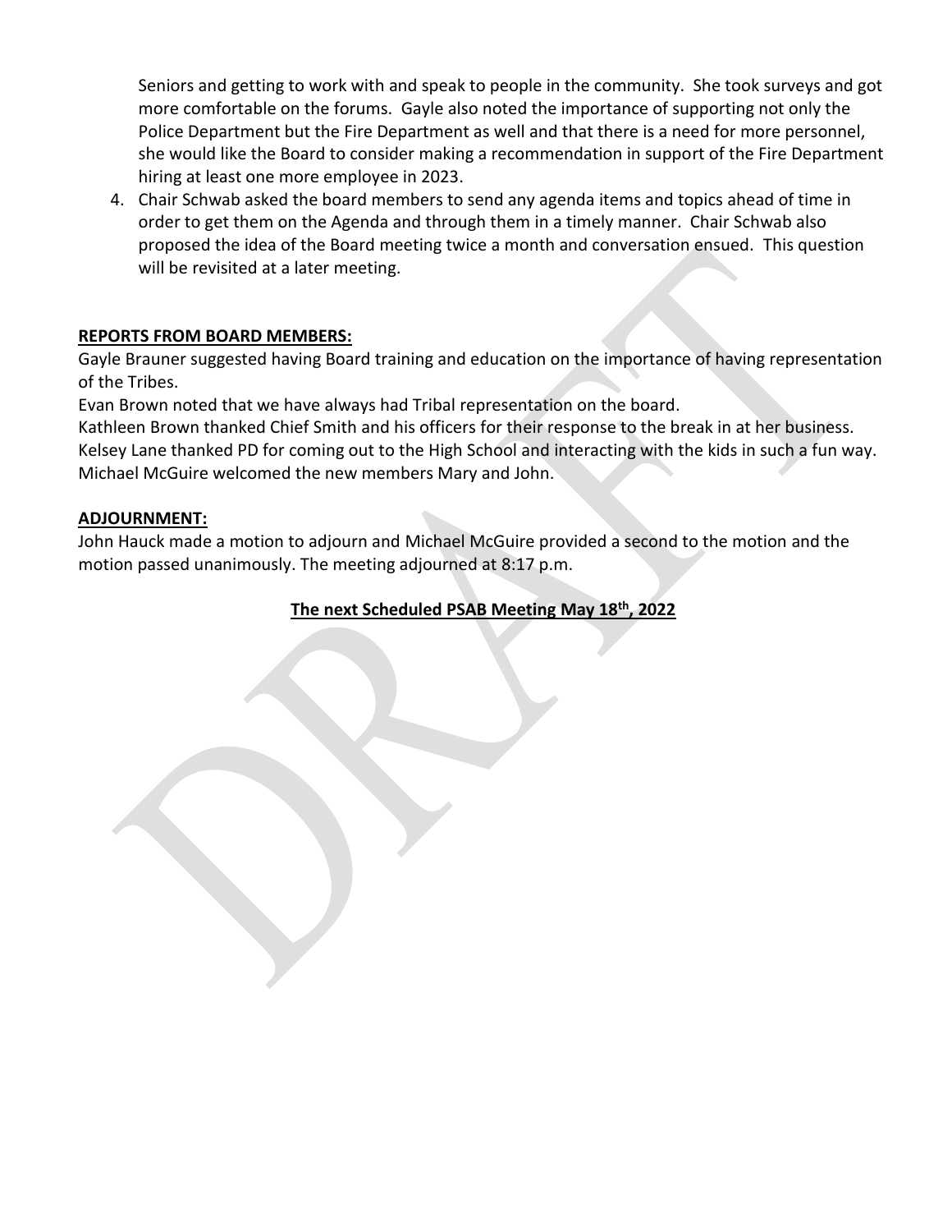Seniors and getting to work with and speak to people in the community. She took surveys and got more comfortable on the forums. Gayle also noted the importance of supporting not only the Police Department but the Fire Department as well and that there is a need for more personnel, she would like the Board to consider making a recommendation in support of the Fire Department hiring at least one more employee in 2023.

4. Chair Schwab asked the board members to send any agenda items and topics ahead of time in order to get them on the Agenda and through them in a timely manner. Chair Schwab also proposed the idea of the Board meeting twice a month and conversation ensued. This question will be revisited at a later meeting.

**REPORTS FROM BOARD MEMBERS:**

Gayle Brauner suggested having Board training and education on the importance of having representation of the Tribes.
Evan Brown noted that we have always had Tribal representation on the board.
Kathleen Brown thanked Chief Smith and his officers for their response to the break in at her business.
Kelsey Lane thanked PD for coming out to the High School and interacting with the kids in such a fun way.
Michael McGuire welcomed the new members Mary and John.

**ADJOURNMENT:**

John Hauck made a motion to adjourn and Michael McGuire provided a second to the motion and the motion passed unanimously. The meeting adjourned at 8:17 p.m.

**The next Scheduled PSAB Meeting May 18th, 2022**